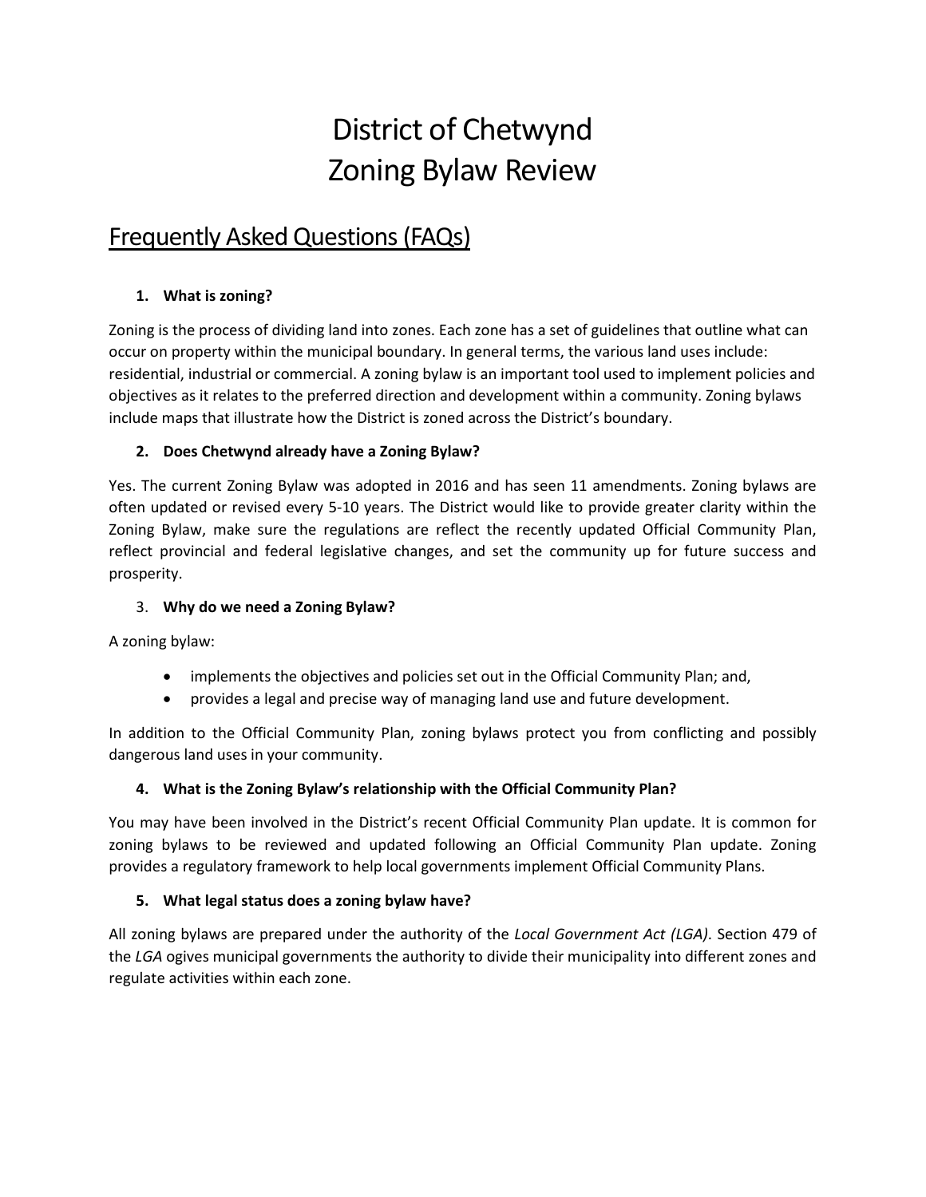# District of Chetwynd
# Zoning Bylaw Review

## Frequently Asked Questions (FAQs)

### 1. What is zoning?

Zoning is the process of dividing land into zones. Each zone has a set of guidelines that outline what can occur on property within the municipal boundary. In general terms, the various land uses include: residential, industrial or commercial. A zoning bylaw is an important tool used to implement policies and objectives as it relates to the preferred direction and development within a community. Zoning bylaws include maps that illustrate how the District is zoned across the District's boundary.

### 2. Does Chetwynd already have a Zoning Bylaw?

Yes. The current Zoning Bylaw was adopted in 2016 and has seen 11 amendments. Zoning bylaws are often updated or revised every 5-10 years. The District would like to provide greater clarity within the Zoning Bylaw, make sure the regulations are reflect the recently updated Official Community Plan, reflect provincial and federal legislative changes, and set the community up for future success and prosperity.

### 3. Why do we need a Zoning Bylaw?

A zoning bylaw:

- implements the objectives and policies set out in the Official Community Plan; and,
- provides a legal and precise way of managing land use and future development.

In addition to the Official Community Plan, zoning bylaws protect you from conflicting and possibly dangerous land uses in your community.

### 4. What is the Zoning Bylaw's relationship with the Official Community Plan?

You may have been involved in the District's recent Official Community Plan update. It is common for zoning bylaws to be reviewed and updated following an Official Community Plan update. Zoning provides a regulatory framework to help local governments implement Official Community Plans.

### 5. What legal status does a zoning bylaw have?

All zoning bylaws are prepared under the authority of the *Local Government Act (LGA)*. Section 479 of the *LGA* ogives municipal governments the authority to divide their municipality into different zones and regulate activities within each zone.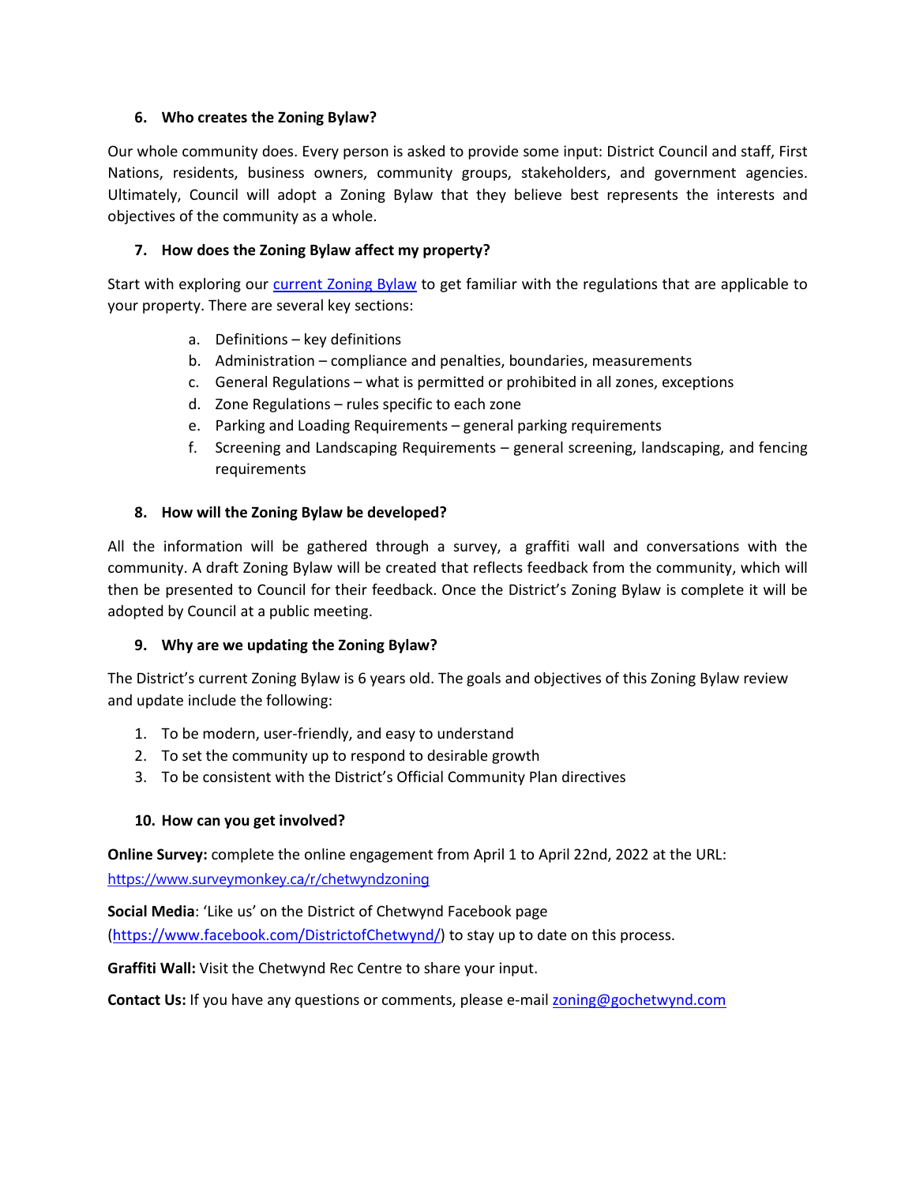### 6. Who creates the Zoning Bylaw?

Our whole community does. Every person is asked to provide some input: District Council and staff, First Nations, residents, business owners, community groups, stakeholders, and government agencies. Ultimately, Council will adopt a Zoning Bylaw that they believe best represents the interests and objectives of the community as a whole.

### 7. How does the Zoning Bylaw affect my property?

Start with exploring our current Zoning Bylaw to get familiar with the regulations that are applicable to your property. There are several key sections:

a. Definitions – key definitions
b. Administration – compliance and penalties, boundaries, measurements
c. General Regulations – what is permitted or prohibited in all zones, exceptions
d. Zone Regulations – rules specific to each zone
e. Parking and Loading Requirements – general parking requirements
f. Screening and Landscaping Requirements – general screening, landscaping, and fencing requirements

### 8. How will the Zoning Bylaw be developed?

All the information will be gathered through a survey, a graffiti wall and conversations with the community. A draft Zoning Bylaw will be created that reflects feedback from the community, which will then be presented to Council for their feedback. Once the District's Zoning Bylaw is complete it will be adopted by Council at a public meeting.

### 9. Why are we updating the Zoning Bylaw?

The District's current Zoning Bylaw is 6 years old. The goals and objectives of this Zoning Bylaw review and update include the following:

1. To be modern, user-friendly, and easy to understand
2. To set the community up to respond to desirable growth
3. To be consistent with the District's Official Community Plan directives

### 10. How can you get involved?

**Online Survey:** complete the online engagement from April 1 to April 22nd, 2022 at the URL: https://www.surveymonkey.ca/r/chetwyndzoning

**Social Media**: 'Like us' on the District of Chetwynd Facebook page (https://www.facebook.com/DistrictofChetwynd/) to stay up to date on this process.

**Graffiti Wall:** Visit the Chetwynd Rec Centre to share your input.

**Contact Us:** If you have any questions or comments, please e-mail zoning@gochetwynd.com